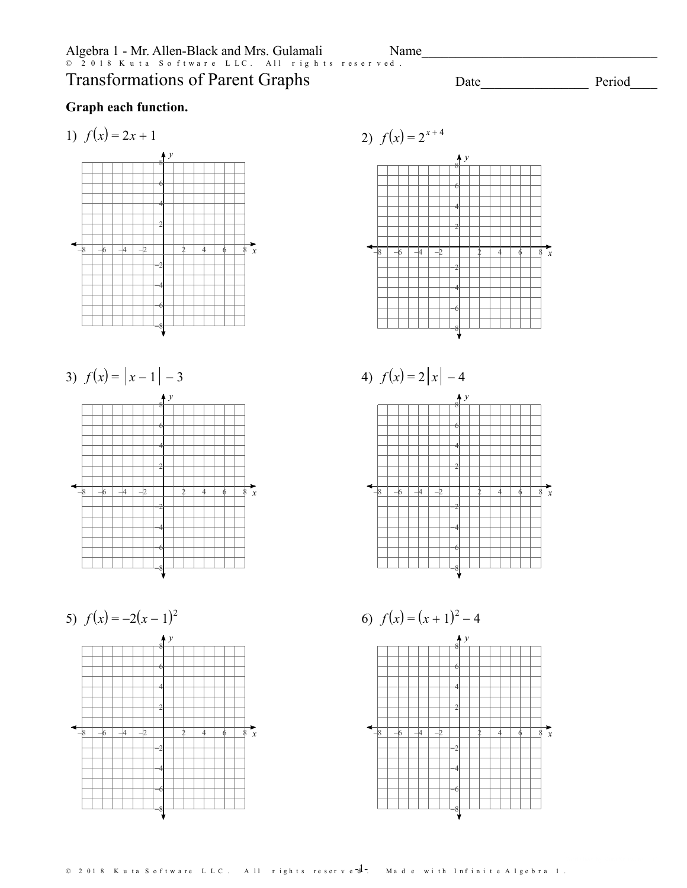Algebra 1 - Mr. Allen-Black and Mrs. Gulamali

Name___________________________________

# Transformations of Parent Graphs

Date________________ Period____

**Graph each function.**

1) $f(x) = 2x + 1$

2) $f(x) = 2^{x+4}$

3) $f(x) = |x - 1| - 3$

4) $f(x) = 2|x| - 4$

5) $f(x) = -2(x - 1)^2$

6) $f(x) = (x + 1)^2 - 4$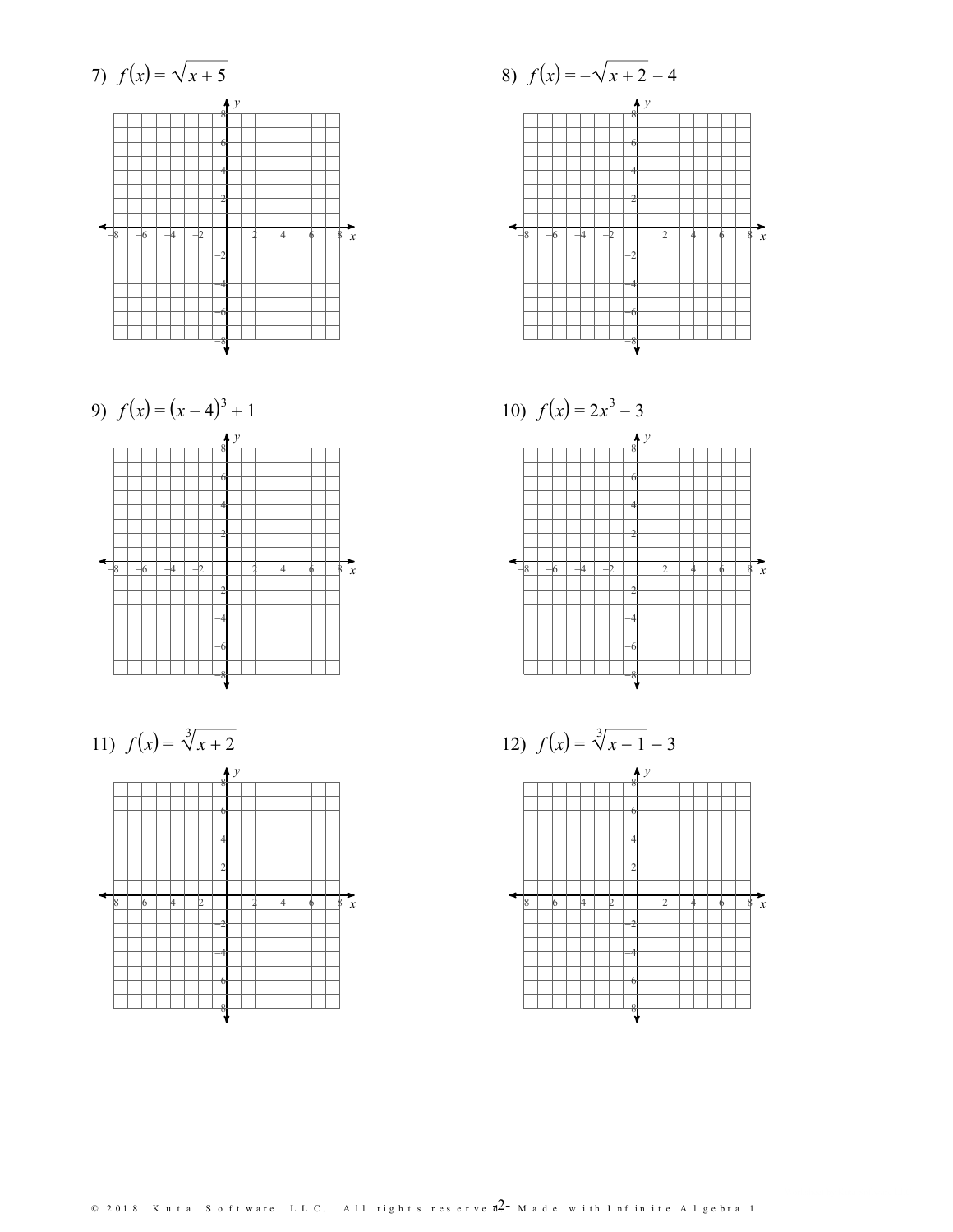7) $f(x) = \sqrt{x+5}$

8) $f(x) = -\sqrt{x+2} - 4$

9) $f(x) = (x-4)^3 + 1$

10) $f(x) = 2x^3 - 3$

11) $f(x) = \sqrt[3]{x+2}$

12) $f(x) = \sqrt[3]{x-1} - 3$

© 2018 Kuta Software LLC. All rights reserved. Made with Infinite Algebra 1.